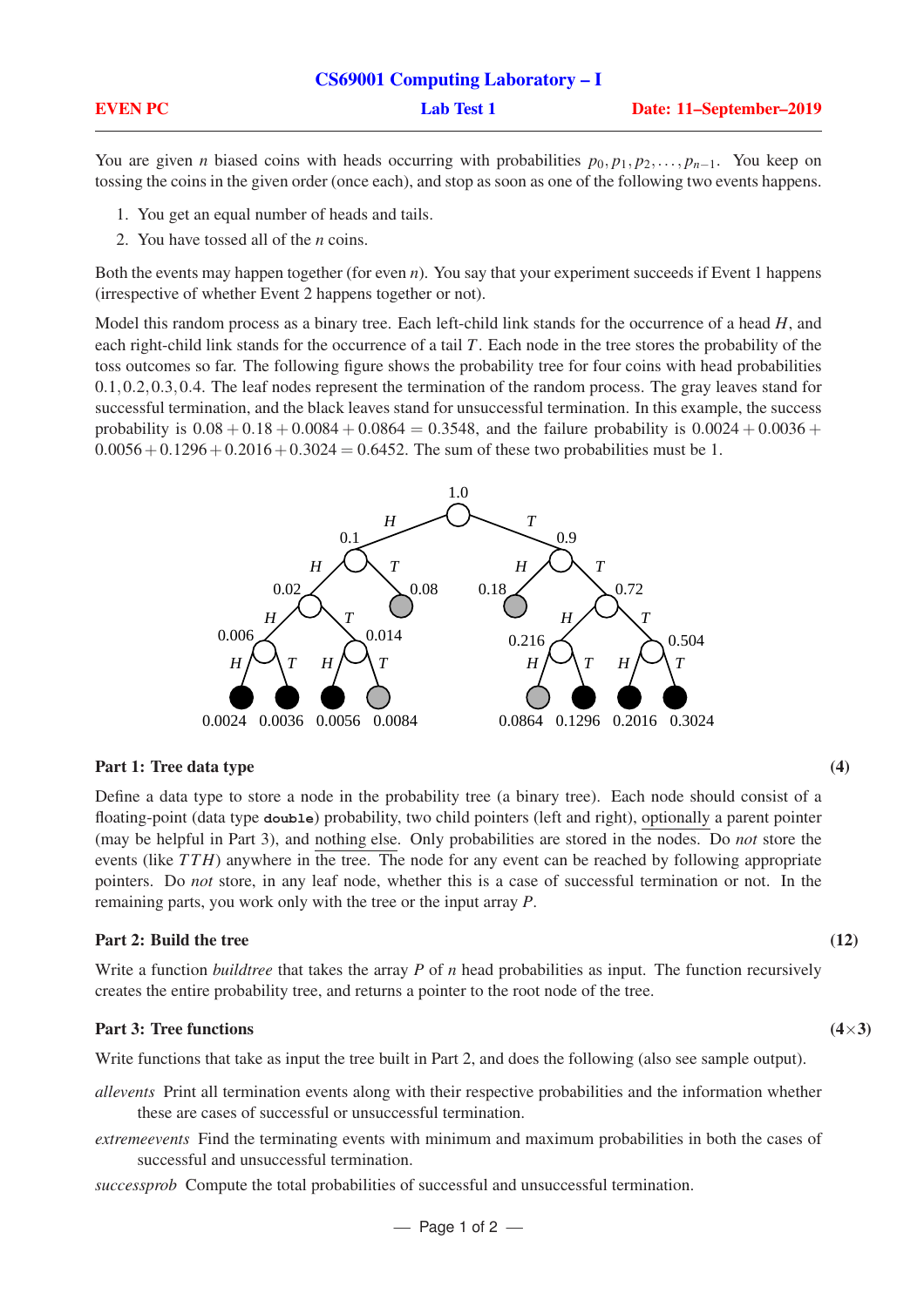**CS69001 Computing Laboratory – I**

**EVEN PC** | **Lab Test 1** | **Date: 11–September–2019**

---

You are given $n$ biased coins with heads occurring with probabilities $p_0, p_1, p_2, \ldots, p_{n-1}$. You keep on tossing the coins in the given order (once each), and stop as soon as one of the following two events happens.

1. You get an equal number of heads and tails.
2. You have tossed all of the $n$ coins.

Both the events may happen together (for even $n$). You say that your experiment succeeds if Event 1 happens (irrespective of whether Event 2 happens together or not).

Model this random process as a binary tree. Each left-child link stands for the occurrence of a head $H$, and each right-child link stands for the occurrence of a tail $T$. Each node in the tree stores the probability of the toss outcomes so far. The following figure shows the probability tree for four coins with head probabilities $0.1, 0.2, 0.3, 0.4$. The leaf nodes represent the termination of the random process. The gray leaves stand for successful termination, and the black leaves stand for unsuccessful termination. In this example, the success probability is $0.08 + 0.18 + 0.0084 + 0.0864 = 0.3548$, and the failure probability is $0.0024 + 0.0036 + 0.0056 + 0.1296 + 0.2016 + 0.3024 = 0.6452$. The sum of these two probabilities must be 1.

### Part 1: Tree data type (4)

Define a data type to store a node in the probability tree (a binary tree). Each node should consist of a floating-point (data type `double`) probability, two child pointers (left and right), optionally a parent pointer (may be helpful in Part 3), and nothing else. Only probabilities are stored in the nodes. Do *not* store the events (like $TTH$) anywhere in the tree. The node for any event can be reached by following appropriate pointers. Do *not* store, in any leaf node, whether this is a case of successful termination or not. In the remaining parts, you work only with the tree or the input array $P$.

### Part 2: Build the tree (12)

Write a function *buildtree* that takes the array $P$ of $n$ head probabilities as input. The function recursively creates the entire probability tree, and returns a pointer to the root node of the tree.

### Part 3: Tree functions (4×3)

Write functions that take as input the tree built in Part 2, and does the following (also see sample output).

*allevents* Print all termination events along with their respective probabilities and the information whether these are cases of successful or unsuccessful termination.

*extremeevents* Find the terminating events with minimum and maximum probabilities in both the cases of successful and unsuccessful termination.

*successprob* Compute the total probabilities of successful and unsuccessful termination.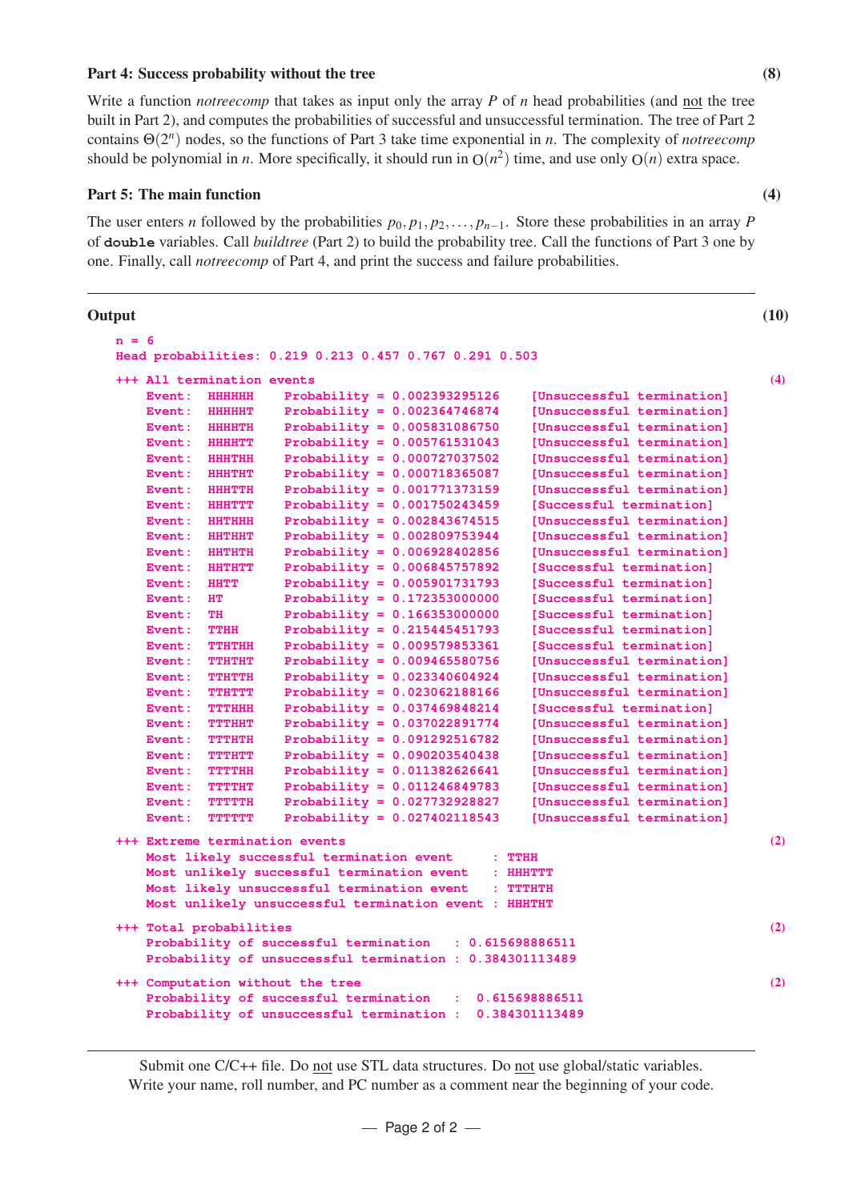### Part 4: Success probability without the tree **(8)**

Write a function *notreecomp* that takes as input only the array $P$ of $n$ head probabilities (and not the tree built in Part 2), and computes the probabilities of successful and unsuccessful termination. The tree of Part 2 contains $\Theta(2^n)$ nodes, so the functions of Part 3 take time exponential in $n$. The complexity of *notreecomp* should be polynomial in $n$. More specifically, it should run in $O(n^2)$ time, and use only $O(n)$ extra space.

### Part 5: The main function **(4)**

The user enters $n$ followed by the probabilities $p_0, p_1, p_2, \ldots, p_{n-1}$. Store these probabilities in an array $P$ of **double** variables. Call *buildtree* (Part 2) to build the probability tree. Call the functions of Part 3 one by one. Finally, call *notreecomp* of Part 4, and print the success and failure probabilities.

---

### Output **(10)**

```
n = 6
Head probabilities: 0.219 0.213 0.457 0.767 0.291 0.503

+++ All termination events                                                          (4)
    Event:  HHHHHH    Probability = 0.002393295126    [Unsuccessful termination]
    Event:  HHHHHT    Probability = 0.002364746874    [Unsuccessful termination]
    Event:  HHHHTH    Probability = 0.005831086750    [Unsuccessful termination]
    Event:  HHHHTT    Probability = 0.005761531043    [Unsuccessful termination]
    Event:  HHHTHH    Probability = 0.000727037502    [Unsuccessful termination]
    Event:  HHHTHT    Probability = 0.000718365087    [Unsuccessful termination]
    Event:  HHHTTH    Probability = 0.001771373159    [Unsuccessful termination]
    Event:  HHHTTT    Probability = 0.001750243459    [Successful termination]
    Event:  HHTHHH    Probability = 0.002843674515    [Unsuccessful termination]
    Event:  HHTHHT    Probability = 0.002809753944    [Unsuccessful termination]
    Event:  HHTHTH    Probability = 0.006928402856    [Unsuccessful termination]
    Event:  HHTHTT    Probability = 0.006845757892    [Successful termination]
    Event:  HHTT      Probability = 0.005901731793    [Successful termination]
    Event:  HT        Probability = 0.172353000000    [Successful termination]
    Event:  TH        Probability = 0.166353000000    [Successful termination]
    Event:  TTHH      Probability = 0.215445451793    [Successful termination]
    Event:  TTHTHH    Probability = 0.009579853361    [Successful termination]
    Event:  TTHTHT    Probability = 0.009465580756    [Unsuccessful termination]
    Event:  TTHTTH    Probability = 0.023340604924    [Unsuccessful termination]
    Event:  TTHTTT    Probability = 0.023062188166    [Unsuccessful termination]
    Event:  TTTHHH    Probability = 0.037469848214    [Successful termination]
    Event:  TTTHHT    Probability = 0.037022891774    [Unsuccessful termination]
    Event:  TTTHTH    Probability = 0.091292516782    [Unsuccessful termination]
    Event:  TTTHTT    Probability = 0.090203540438    [Unsuccessful termination]
    Event:  TTTTHH    Probability = 0.011382626641    [Unsuccessful termination]
    Event:  TTTTHT    Probability = 0.011246849783    [Unsuccessful termination]
    Event:  TTTTTH    Probability = 0.027732928827    [Unsuccessful termination]
    Event:  TTTTTT    Probability = 0.027402118543    [Unsuccessful termination]

+++ Extreme termination events                                                      (2)
    Most likely successful termination event     : TTHH
    Most unlikely successful termination event   : HHHTTT
    Most likely unsuccessful termination event   : TTTHTH
    Most unlikely unsuccessful termination event : HHHTHT

+++ Total probabilities                                                             (2)
    Probability of successful termination   : 0.615698886511
    Probability of unsuccessful termination : 0.384301113489

+++ Computation without the tree                                                    (2)
    Probability of successful termination   :  0.615698886511
    Probability of unsuccessful termination :  0.384301113489
```

---

Submit one C/C++ file. Do not use STL data structures. Do not use global/static variables.
Write your name, roll number, and PC number as a comment near the beginning of your code.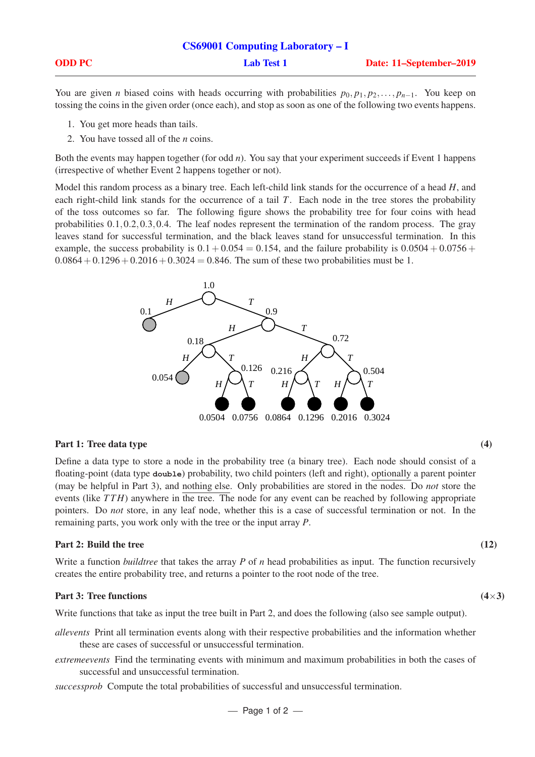# CS69001 Computing Laboratory – I

**ODD PC** **Lab Test 1** **Date: 11–September–2019**

You are given $n$ biased coins with heads occurring with probabilities $p_0, p_1, p_2, \ldots, p_{n-1}$. You keep on tossing the coins in the given order (once each), and stop as soon as one of the following two events happens.

1. You get more heads than tails.
2. You have tossed all of the $n$ coins.

Both the events may happen together (for odd $n$). You say that your experiment succeeds if Event 1 happens (irrespective of whether Event 2 happens together or not).

Model this random process as a binary tree. Each left-child link stands for the occurrence of a head $H$, and each right-child link stands for the occurrence of a tail $T$. Each node in the tree stores the probability of the toss outcomes so far. The following figure shows the probability tree for four coins with head probabilities $0.1, 0.2, 0.3, 0.4$. The leaf nodes represent the termination of the random process. The gray leaves stand for successful termination, and the black leaves stand for unsuccessful termination. In this example, the success probability is $0.1 + 0.054 = 0.154$, and the failure probability is $0.0504 + 0.0756 + 0.0864 + 0.1296 + 0.2016 + 0.3024 = 0.846$. The sum of these two probabilities must be 1.

## Part 1: Tree data type (4)

Define a data type to store a node in the probability tree (a binary tree). Each node should consist of a floating-point (data type `double`) probability, two child pointers (left and right), optionally a parent pointer (may be helpful in Part 3), and nothing else. Only probabilities are stored in the nodes. Do *not* store the events (like $TTH$) anywhere in the tree. The node for any event can be reached by following appropriate pointers. Do *not* store, in any leaf node, whether this is a case of successful termination or not. In the remaining parts, you work only with the tree or the input array $P$.

## Part 2: Build the tree (12)

Write a function *buildtree* that takes the array $P$ of $n$ head probabilities as input. The function recursively creates the entire probability tree, and returns a pointer to the root node of the tree.

## Part 3: Tree functions (4×3)

Write functions that take as input the tree built in Part 2, and does the following (also see sample output).

*allevents* Print all termination events along with their respective probabilities and the information whether these are cases of successful or unsuccessful termination.

*extremeevents* Find the terminating events with minimum and maximum probabilities in both the cases of successful and unsuccessful termination.

*successprob* Compute the total probabilities of successful and unsuccessful termination.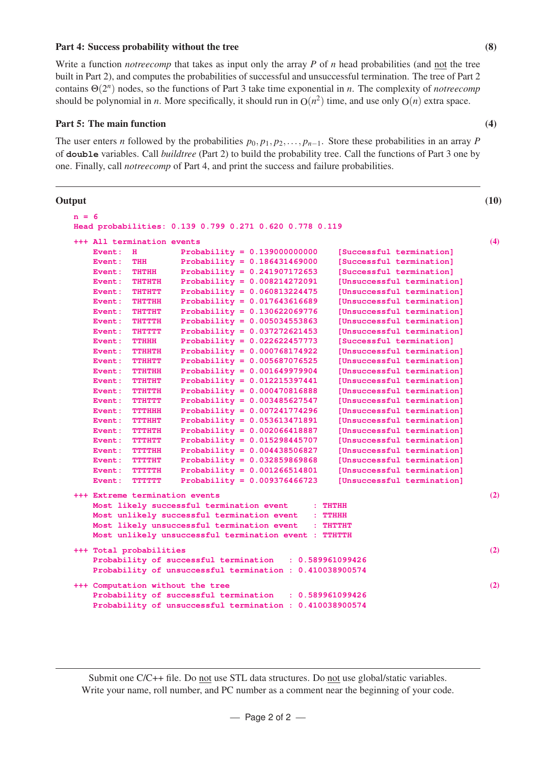**Part 4: Success probability without the tree** **(8)**

Write a function *notreecomp* that takes as input only the array $P$ of $n$ head probabilities (and not the tree built in Part 2), and computes the probabilities of successful and unsuccessful termination. The tree of Part 2 contains $\Theta(2^n)$ nodes, so the functions of Part 3 take time exponential in $n$. The complexity of *notreecomp* should be polynomial in $n$. More specifically, it should run in $O(n^2)$ time, and use only $O(n)$ extra space.

**Part 5: The main function** **(4)**

The user enters $n$ followed by the probabilities $p_0, p_1, p_2, \ldots, p_{n-1}$. Store these probabilities in an array $P$ of **double** variables. Call *buildtree* (Part 2) to build the probability tree. Call the functions of Part 3 one by one. Finally, call *notreecomp* of Part 4, and print the success and failure probabilities.

---

**Output** **(10)**

```
n = 6
Head probabilities: 0.139 0.799 0.271 0.620 0.778 0.119

+++ All termination events                                                        (4)
    Event:  H          Probability = 0.139000000000    [Successful termination]
    Event:  THH        Probability = 0.186431469000    [Successful termination]
    Event:  THTHH      Probability = 0.241907172653    [Successful termination]
    Event:  THTHTH     Probability = 0.008214272091    [Unsuccessful termination]
    Event:  THTHTT     Probability = 0.060813224475    [Unsuccessful termination]
    Event:  THTTHH     Probability = 0.017643616689    [Unsuccessful termination]
    Event:  THTTHT     Probability = 0.130622069776    [Unsuccessful termination]
    Event:  THTTTH     Probability = 0.005034553863    [Unsuccessful termination]
    Event:  THTTTT     Probability = 0.037272621453    [Unsuccessful termination]
    Event:  TTHHH      Probability = 0.022622457773    [Successful termination]
    Event:  TTHHTH     Probability = 0.000768174922    [Unsuccessful termination]
    Event:  TTHHTT     Probability = 0.005687076525    [Unsuccessful termination]
    Event:  TTHTHH     Probability = 0.001649979904    [Unsuccessful termination]
    Event:  TTHTHT     Probability = 0.012215397441    [Unsuccessful termination]
    Event:  TTHTTH     Probability = 0.000470816888    [Unsuccessful termination]
    Event:  TTHTTT     Probability = 0.003485627547    [Unsuccessful termination]
    Event:  TTTHHH     Probability = 0.007241774296    [Unsuccessful termination]
    Event:  TTTHHT     Probability = 0.053613471891    [Unsuccessful termination]
    Event:  TTTHTH     Probability = 0.002066418887    [Unsuccessful termination]
    Event:  TTTHTT     Probability = 0.015298445707    [Unsuccessful termination]
    Event:  TTTTHH     Probability = 0.004438506827    [Unsuccessful termination]
    Event:  TTTTHT     Probability = 0.032859869868    [Unsuccessful termination]
    Event:  TTTTTH     Probability = 0.001266514801    [Unsuccessful termination]
    Event:  TTTTTT     Probability = 0.009376466723    [Unsuccessful termination]

+++ Extreme termination events                                                    (2)
    Most likely successful termination event     : THTHH
    Most unlikely successful termination event   : TTHHH
    Most likely unsuccessful termination event   : THTTHT
    Most unlikely unsuccessful termination event : TTHTTH

+++ Total probabilities                                                           (2)
    Probability of successful termination   : 0.589961099426
    Probability of unsuccessful termination : 0.410038900574

+++ Computation without the tree                                                  (2)
    Probability of successful termination   : 0.589961099426
    Probability of unsuccessful termination : 0.410038900574
```

---

Submit one C/C++ file. Do not use STL data structures. Do not use global/static variables.
Write your name, roll number, and PC number as a comment near the beginning of your code.